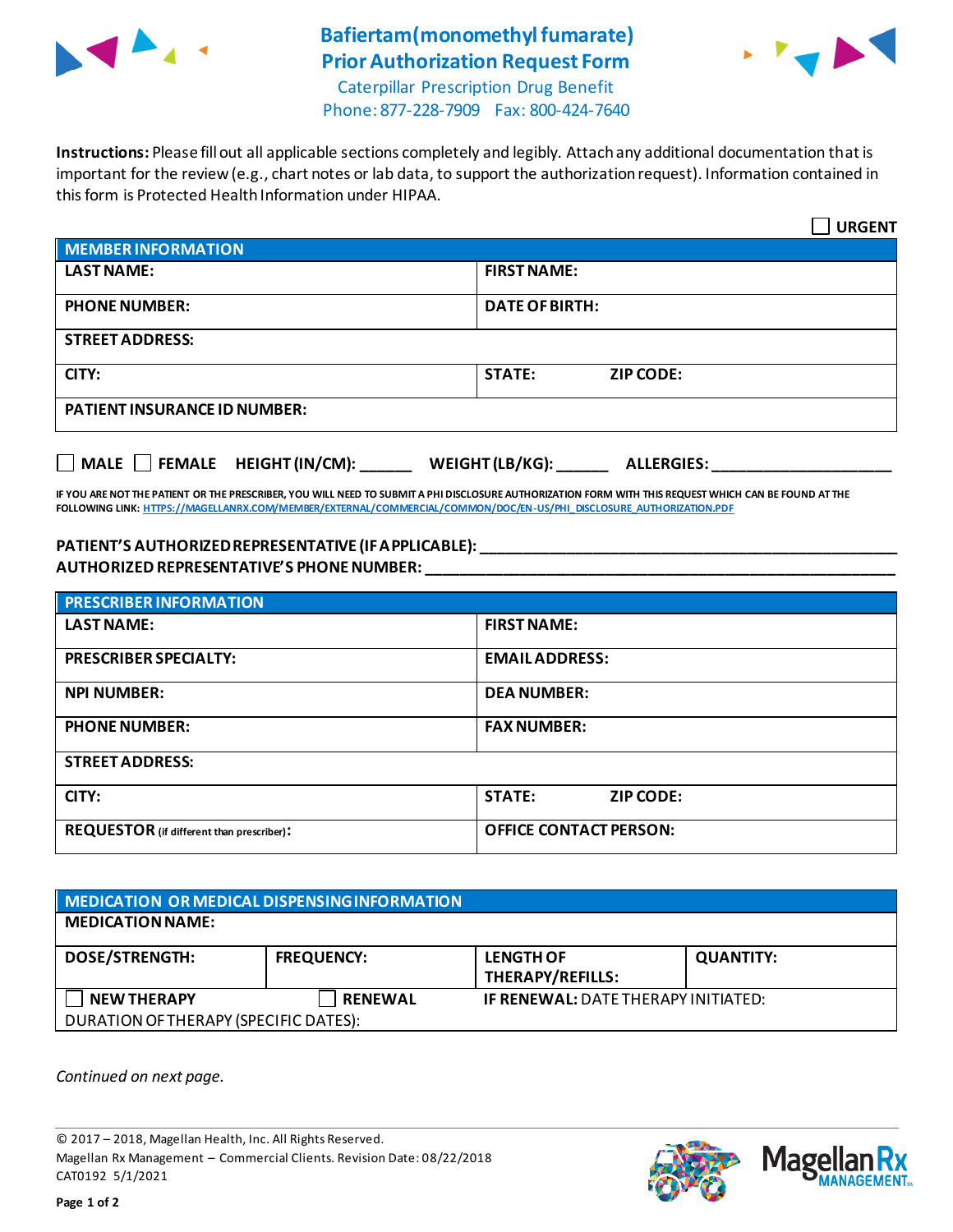# Bafiertam(monomethyl fumarate) Prior Authorization Request Form

Caterpillar Prescription Drug Benefit
Phone: 877-228-7909 Fax: 800-424-7640

**Instructions:** Please fill out all applicable sections completely and legibly. Attach any additional documentation that is important for the review (e.g., chart notes or lab data, to support the authorization request). Information contained in this form is Protected Health Information under HIPAA.

☐ **URGENT**

| **MEMBER INFORMATION** | |
|---|---|
| **LAST NAME:** | **FIRST NAME:** |
| **PHONE NUMBER:** | **DATE OF BIRTH:** |
| **STREET ADDRESS:** | |
| **CITY:** | **STATE:** **ZIP CODE:** |
| **PATIENT INSURANCE ID NUMBER:** | |

☐ **MALE** ☐ **FEMALE** **HEIGHT (IN/CM):** ______ **WEIGHT (LB/KG):** ______ **ALLERGIES:** ____________________

**IF YOU ARE NOT THE PATIENT OR THE PRESCRIBER, YOU WILL NEED TO SUBMIT A PHI DISCLOSURE AUTHORIZATION FORM WITH THIS REQUEST WHICH CAN BE FOUND AT THE FOLLOWING LINK: HTTPS://MAGELLANRX.COM/MEMBER/EXTERNAL/COMMERCIAL/COMMON/DOC/EN-US/PHI_DISCLOSURE_AUTHORIZATION.PDF**

**PATIENT'S AUTHORIZED REPRESENTATIVE (IF APPLICABLE):** ____________________
**AUTHORIZED REPRESENTATIVE'S PHONE NUMBER:** ____________________

| **PRESCRIBER INFORMATION** | |
|---|---|
| **LAST NAME:** | **FIRST NAME:** |
| **PRESCRIBER SPECIALTY:** | **EMAIL ADDRESS:** |
| **NPI NUMBER:** | **DEA NUMBER:** |
| **PHONE NUMBER:** | **FAX NUMBER:** |
| **STREET ADDRESS:** | |
| **CITY:** | **STATE:** **ZIP CODE:** |
| **REQUESTOR** (if different than prescriber): | **OFFICE CONTACT PERSON:** |

| **MEDICATION OR MEDICAL DISPENSING INFORMATION** | | | |
|---|---|---|---|
| **MEDICATION NAME:** | | | |
| **DOSE/STRENGTH:** | **FREQUENCY:** | **LENGTH OF THERAPY/REFILLS:** | **QUANTITY:** |
| ☐ **NEW THERAPY** | ☐ **RENEWAL** | **IF RENEWAL:** DATE THERAPY INITIATED: | |
| DURATION OF THERAPY (SPECIFIC DATES): | | | |

*Continued on next page.*

© 2017 – 2018, Magellan Health, Inc. All Rights Reserved.
Magellan Rx Management – Commercial Clients. Revision Date: 08/22/2018
CAT0192 5/1/2021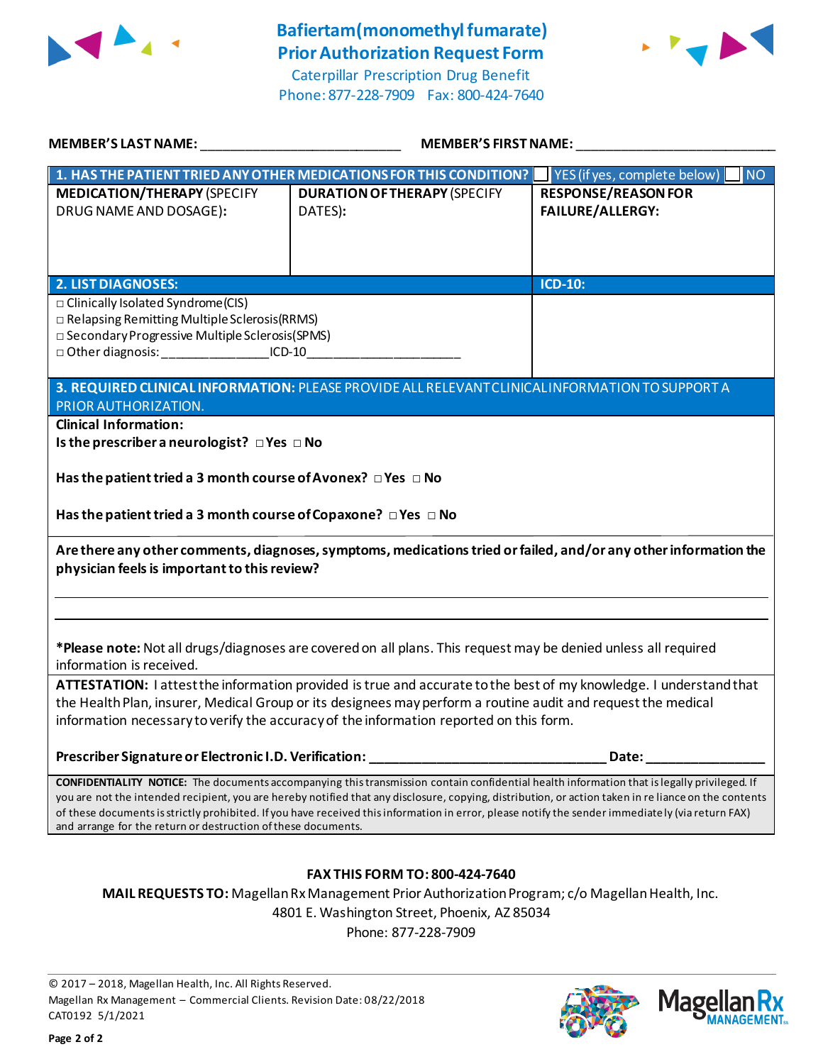# Bafiertam(monomethyl fumarate) Prior Authorization Request Form

Caterpillar Prescription Drug Benefit
Phone: 877-228-7909 Fax: 800-424-7640

**MEMBER'S LAST NAME:** ___________________________ **MEMBER'S FIRST NAME:** ___________________________

| **1. HAS THE PATIENT TRIED ANY OTHER MEDICATIONS FOR THIS CONDITION?** ☐ YES (if yes, complete below) ☐ NO | | |
|---|---|---|
| **MEDICATION/THERAPY** (SPECIFY DRUG NAME AND DOSAGE): | **DURATION OF THERAPY** (SPECIFY DATES): | **RESPONSE/REASON FOR FAILURE/ALLERGY:** |

| **2. LIST DIAGNOSES:** | **ICD-10:** |
|---|---|
| □ Clinically Isolated Syndrome(CIS)<br>□ Relapsing Remitting Multiple Sclerosis(RRMS)<br>□ Secondary Progressive Multiple Sclerosis(SPMS)<br>□ Other diagnosis: _______________ICD-10_____________________ | |

**3. REQUIRED CLINICAL INFORMATION:** PLEASE PROVIDE ALL RELEVANT CLINICAL INFORMATION TO SUPPORT A PRIOR AUTHORIZATION.

**Clinical Information:**

**Is the prescriber a neurologist?** □ **Yes** □ **No**

**Has the patient tried a 3 month course of Avonex?** □ **Yes** □ **No**

**Has the patient tried a 3 month course of Copaxone?** □ **Yes** □ **No**

**Are there any other comments, diagnoses, symptoms, medications tried or failed, and/or any other information the physician feels is important to this review?**

_______________________________________________________________

_______________________________________________________________

***Please note:** Not all drugs/diagnoses are covered on all plans. This request may be denied unless all required information is received.

**ATTESTATION:** I attest the information provided is true and accurate to the best of my knowledge. I understand that the Health Plan, insurer, Medical Group or its designees may perform a routine audit and request the medical information necessary to verify the accuracy of the information reported on this form.

**Prescriber Signature or Electronic I.D. Verification:** _______________________________ **Date:** _______________

**CONFIDENTIALITY NOTICE:** The documents accompanying this transmission contain confidential health information that is legally privileged. If you are not the intended recipient, you are hereby notified that any disclosure, copying, distribution, or action taken in reliance on the contents of these documents is strictly prohibited. If you have received this information in error, please notify the sender immediately (via return FAX) and arrange for the return or destruction of these documents.

**FAX THIS FORM TO: 800-424-7640**

**MAIL REQUESTS TO:** Magellan Rx Management Prior Authorization Program; c/o Magellan Health, Inc.
4801 E. Washington Street, Phoenix, AZ 85034
Phone: 877-228-7909

© 2017 – 2018, Magellan Health, Inc. All Rights Reserved.
Magellan Rx Management – Commercial Clients. Revision Date: 08/22/2018
CAT0192 5/1/2021